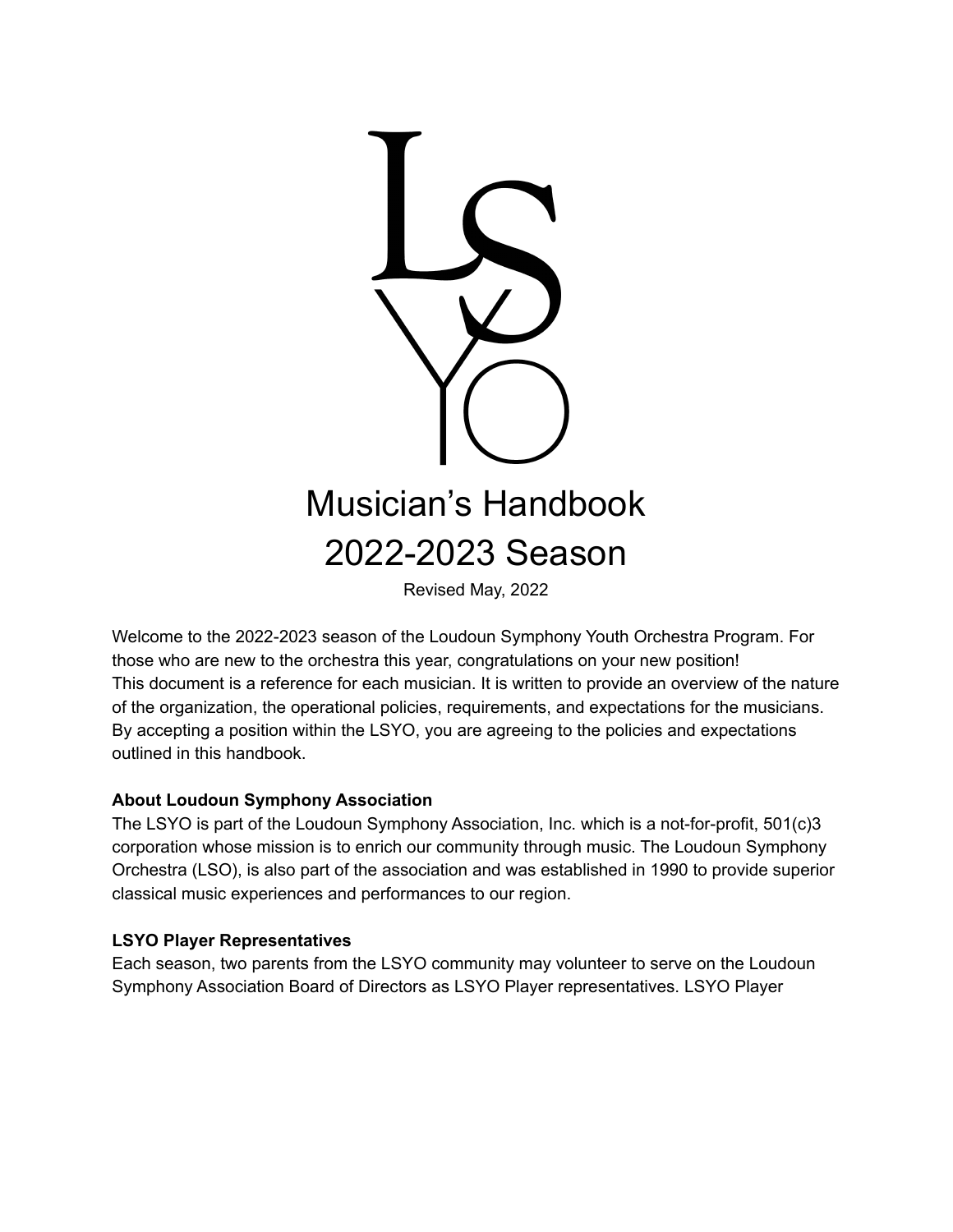# Musician's Handbook
# 2022-2023 Season

Revised May, 2022

Welcome to the 2022-2023 season of the Loudoun Symphony Youth Orchestra Program. For those who are new to the orchestra this year, congratulations on your new position!
This document is a reference for each musician. It is written to provide an overview of the nature of the organization, the operational policies, requirements, and expectations for the musicians. By accepting a position within the LSYO, you are agreeing to the policies and expectations outlined in this handbook.

### About Loudoun Symphony Association

The LSYO is part of the Loudoun Symphony Association, Inc. which is a not-for-profit, 501(c)3 corporation whose mission is to enrich our community through music. The Loudoun Symphony Orchestra (LSO), is also part of the association and was established in 1990 to provide superior classical music experiences and performances to our region.

### LSYO Player Representatives

Each season, two parents from the LSYO community may volunteer to serve on the Loudoun Symphony Association Board of Directors as LSYO Player representatives. LSYO Player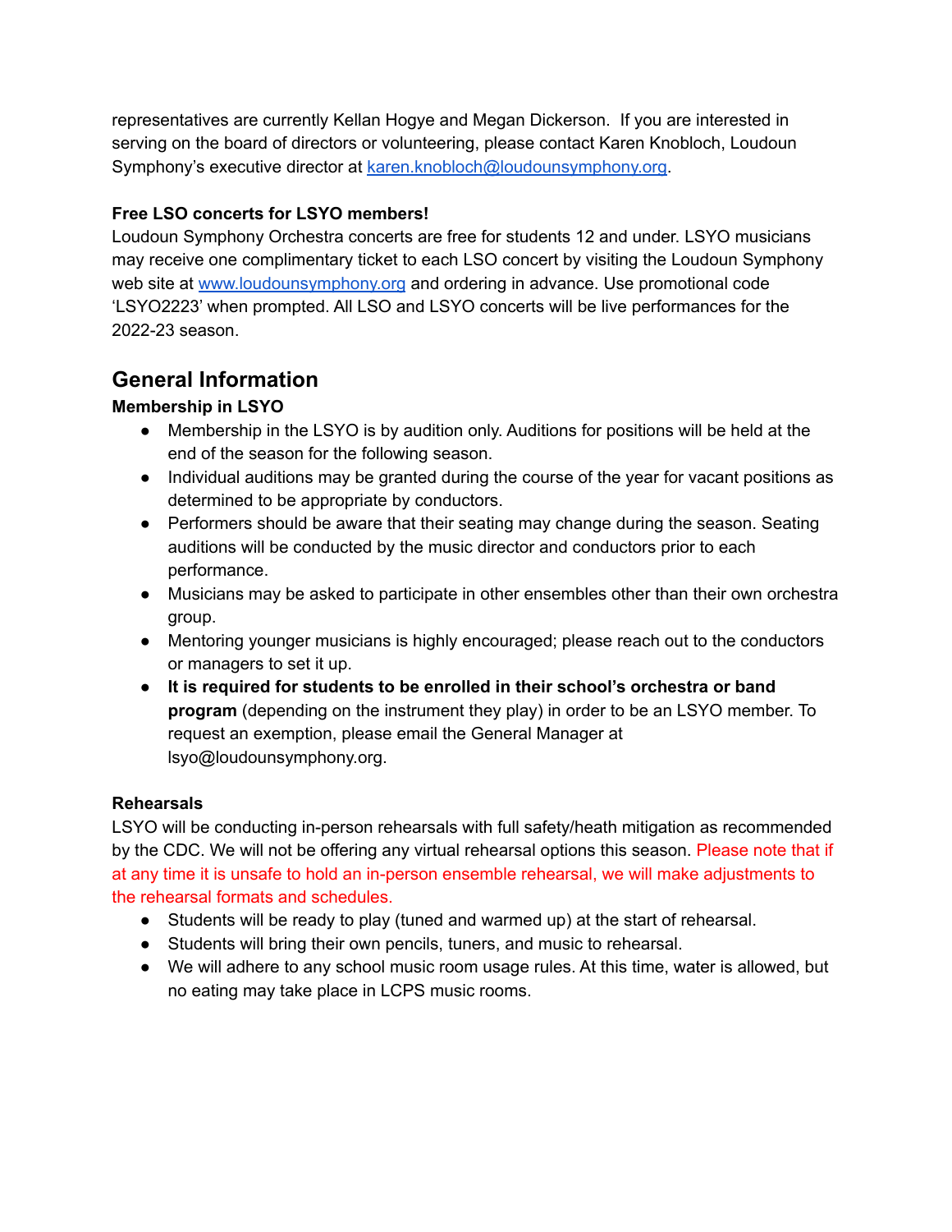representatives are currently Kellan Hogye and Megan Dickerson. If you are interested in serving on the board of directors or volunteering, please contact Karen Knobloch, Loudoun Symphony's executive director at [karen.knobloch@loudounsymphony.org](mailto:karen.knobloch@loudounsymphony.org).

**Free LSO concerts for LSYO members!**

Loudoun Symphony Orchestra concerts are free for students 12 and under. LSYO musicians may receive one complimentary ticket to each LSO concert by visiting the Loudoun Symphony web site at [www.loudounsymphony.org](http://www.loudounsymphony.org) and ordering in advance. Use promotional code 'LSYO2223' when prompted. All LSO and LSYO concerts will be live performances for the 2022-23 season.

## General Information

**Membership in LSYO**

- Membership in the LSYO is by audition only. Auditions for positions will be held at the end of the season for the following season.
- Individual auditions may be granted during the course of the year for vacant positions as determined to be appropriate by conductors.
- Performers should be aware that their seating may change during the season. Seating auditions will be conducted by the music director and conductors prior to each performance.
- Musicians may be asked to participate in other ensembles other than their own orchestra group.
- Mentoring younger musicians is highly encouraged; please reach out to the conductors or managers to set it up.
- **It is required for students to be enrolled in their school's orchestra or band program** (depending on the instrument they play) in order to be an LSYO member. To request an exemption, please email the General Manager at lsyo@loudounsymphony.org.

**Rehearsals**

LSYO will be conducting in-person rehearsals with full safety/heath mitigation as recommended by the CDC. We will not be offering any virtual rehearsal options this season. Please note that if at any time it is unsafe to hold an in-person ensemble rehearsal, we will make adjustments to the rehearsal formats and schedules.

- Students will be ready to play (tuned and warmed up) at the start of rehearsal.
- Students will bring their own pencils, tuners, and music to rehearsal.
- We will adhere to any school music room usage rules. At this time, water is allowed, but no eating may take place in LCPS music rooms.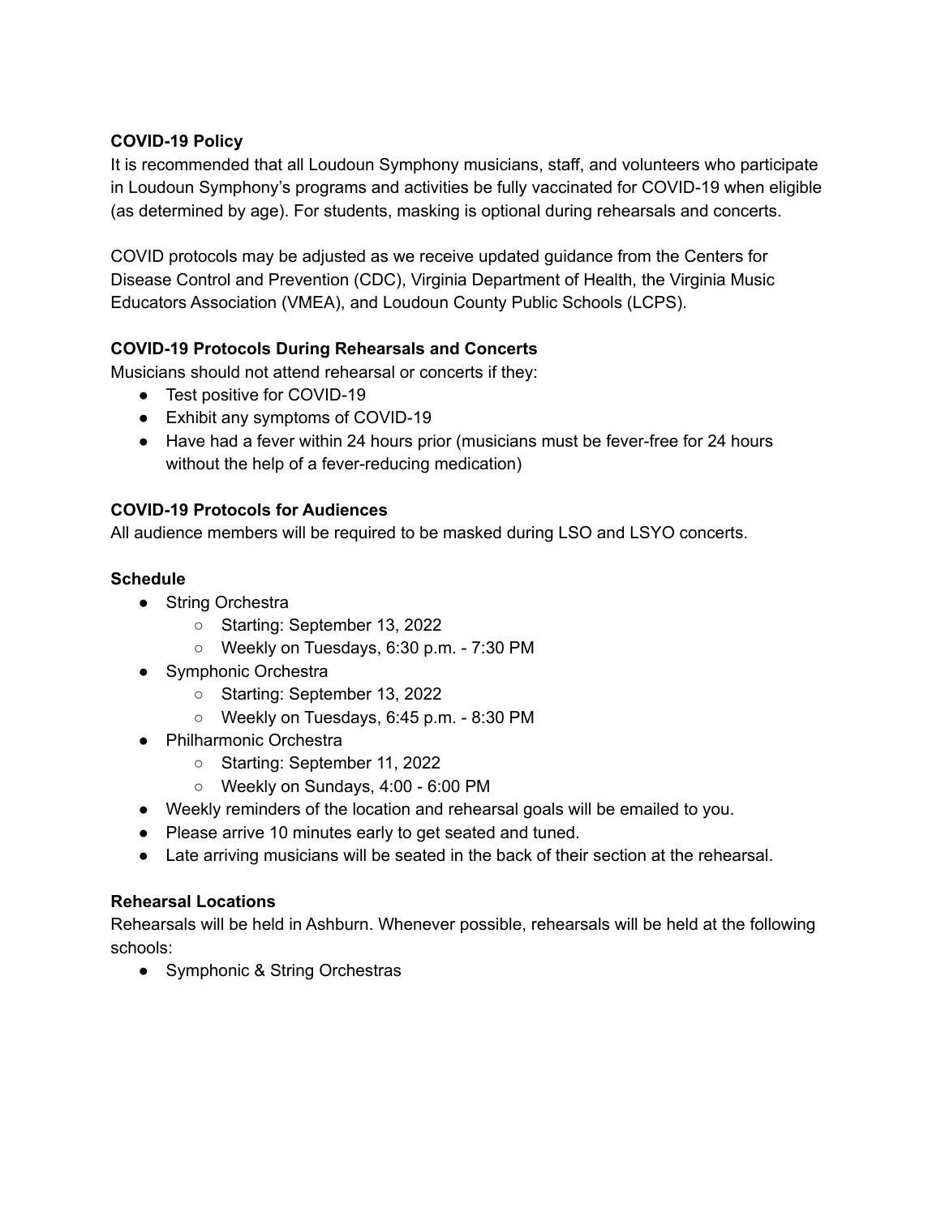**COVID-19 Policy**

It is recommended that all Loudoun Symphony musicians, staff, and volunteers who participate in Loudoun Symphony's programs and activities be fully vaccinated for COVID-19 when eligible (as determined by age). For students, masking is optional during rehearsals and concerts.

COVID protocols may be adjusted as we receive updated guidance from the Centers for Disease Control and Prevention (CDC), Virginia Department of Health, the Virginia Music Educators Association (VMEA), and Loudoun County Public Schools (LCPS).

**COVID-19 Protocols During Rehearsals and Concerts**

Musicians should not attend rehearsal or concerts if they:

- Test positive for COVID-19
- Exhibit any symptoms of COVID-19
- Have had a fever within 24 hours prior (musicians must be fever-free for 24 hours without the help of a fever-reducing medication)

**COVID-19 Protocols for Audiences**

All audience members will be required to be masked during LSO and LSYO concerts.

**Schedule**

- String Orchestra
  - Starting: September 13, 2022
  - Weekly on Tuesdays, 6:30 p.m. - 7:30 PM
- Symphonic Orchestra
  - Starting: September 13, 2022
  - Weekly on Tuesdays, 6:45 p.m. - 8:30 PM
- Philharmonic Orchestra
  - Starting: September 11, 2022
  - Weekly on Sundays, 4:00 - 6:00 PM
- Weekly reminders of the location and rehearsal goals will be emailed to you.
- Please arrive 10 minutes early to get seated and tuned.
- Late arriving musicians will be seated in the back of their section at the rehearsal.

**Rehearsal Locations**

Rehearsals will be held in Ashburn. Whenever possible, rehearsals will be held at the following schools:

- Symphonic & String Orchestras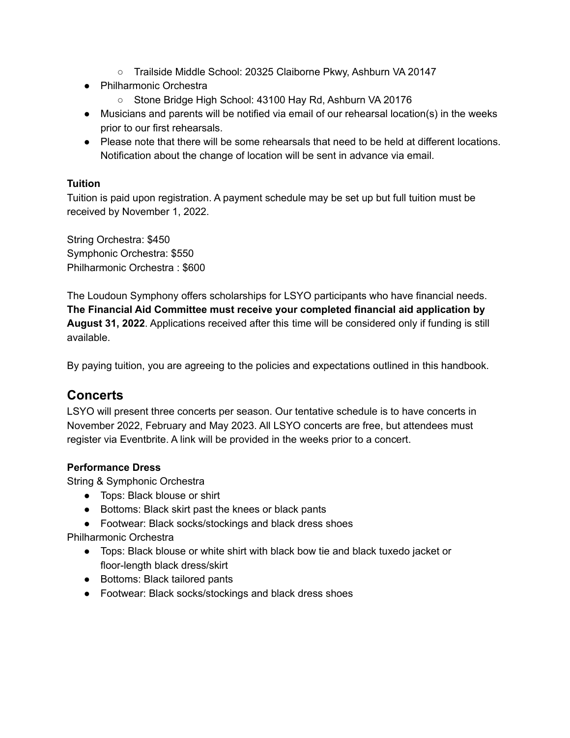- Trailside Middle School: 20325 Claiborne Pkwy, Ashburn VA 20147
- Philharmonic Orchestra
    - Stone Bridge High School: 43100 Hay Rd, Ashburn VA 20176
- Musicians and parents will be notified via email of our rehearsal location(s) in the weeks prior to our first rehearsals.
- Please note that there will be some rehearsals that need to be held at different locations. Notification about the change of location will be sent in advance via email.

**Tuition**

Tuition is paid upon registration. A payment schedule may be set up but full tuition must be received by November 1, 2022.

String Orchestra: $450
Symphonic Orchestra: $550
Philharmonic Orchestra : $600

The Loudoun Symphony offers scholarships for LSYO participants who have financial needs. **The Financial Aid Committee must receive your completed financial aid application by August 31, 2022**. Applications received after this time will be considered only if funding is still available.

By paying tuition, you are agreeing to the policies and expectations outlined in this handbook.

## Concerts

LSYO will present three concerts per season. Our tentative schedule is to have concerts in November 2022, February and May 2023. All LSYO concerts are free, but attendees must register via Eventbrite. A link will be provided in the weeks prior to a concert.

**Performance Dress**

String & Symphonic Orchestra

- Tops: Black blouse or shirt
- Bottoms: Black skirt past the knees or black pants
- Footwear: Black socks/stockings and black dress shoes

Philharmonic Orchestra

- Tops: Black blouse or white shirt with black bow tie and black tuxedo jacket or floor-length black dress/skirt
- Bottoms: Black tailored pants
- Footwear: Black socks/stockings and black dress shoes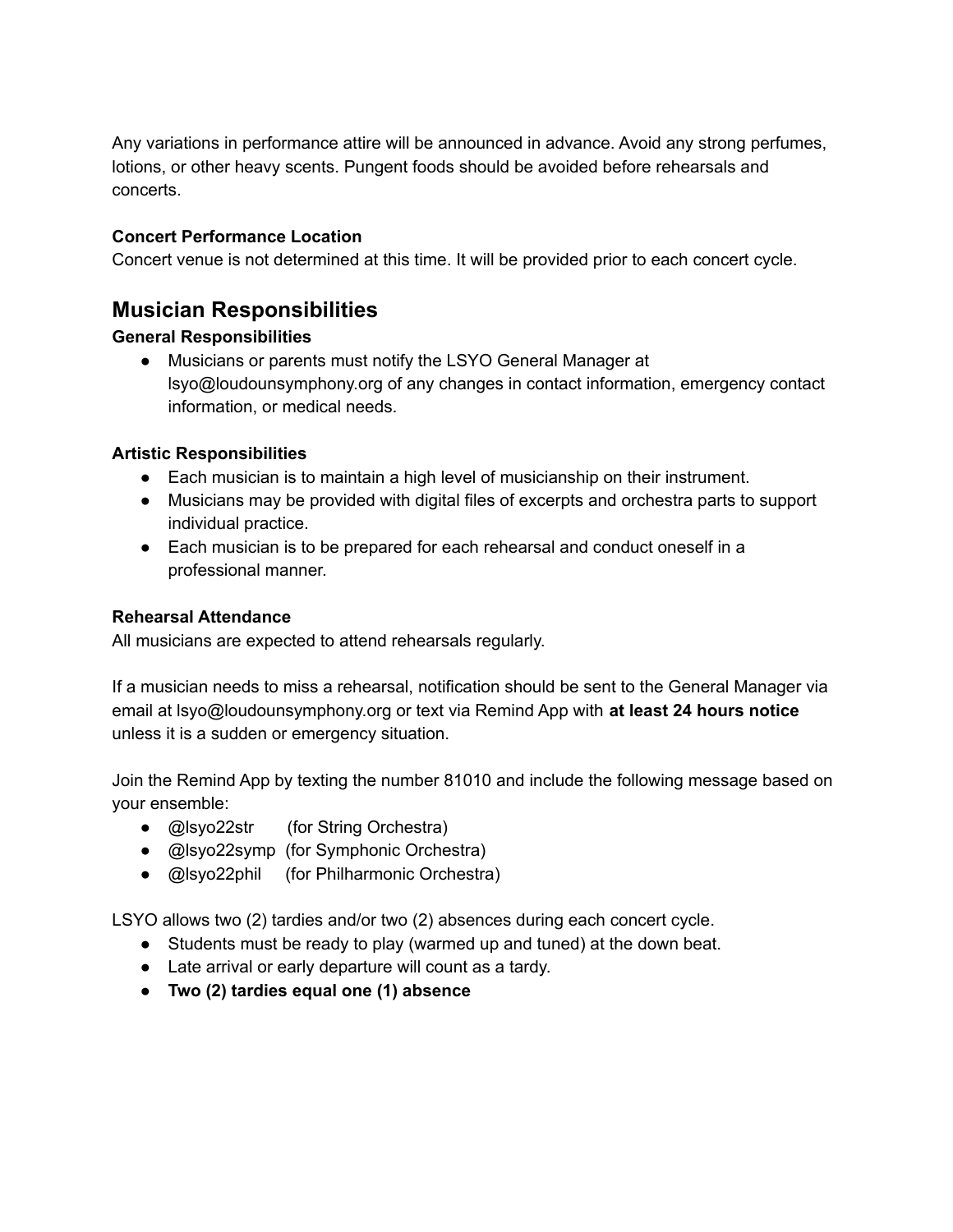Any variations in performance attire will be announced in advance. Avoid any strong perfumes, lotions, or other heavy scents. Pungent foods should be avoided before rehearsals and concerts.

**Concert Performance Location**

Concert venue is not determined at this time. It will be provided prior to each concert cycle.

## Musician Responsibilities

**General Responsibilities**

- Musicians or parents must notify the LSYO General Manager at lsyo@loudounsymphony.org of any changes in contact information, emergency contact information, or medical needs.

**Artistic Responsibilities**

- Each musician is to maintain a high level of musicianship on their instrument.
- Musicians may be provided with digital files of excerpts and orchestra parts to support individual practice.
- Each musician is to be prepared for each rehearsal and conduct oneself in a professional manner.

**Rehearsal Attendance**

All musicians are expected to attend rehearsals regularly.

If a musician needs to miss a rehearsal, notification should be sent to the General Manager via email at lsyo@loudounsymphony.org or text via Remind App with **at least 24 hours notice** unless it is a sudden or emergency situation.

Join the Remind App by texting the number 81010 and include the following message based on your ensemble:

- @lsyo22str (for String Orchestra)
- @lsyo22symp (for Symphonic Orchestra)
- @lsyo22phil (for Philharmonic Orchestra)

LSYO allows two (2) tardies and/or two (2) absences during each concert cycle.

- Students must be ready to play (warmed up and tuned) at the down beat.
- Late arrival or early departure will count as a tardy.
- **Two (2) tardies equal one (1) absence**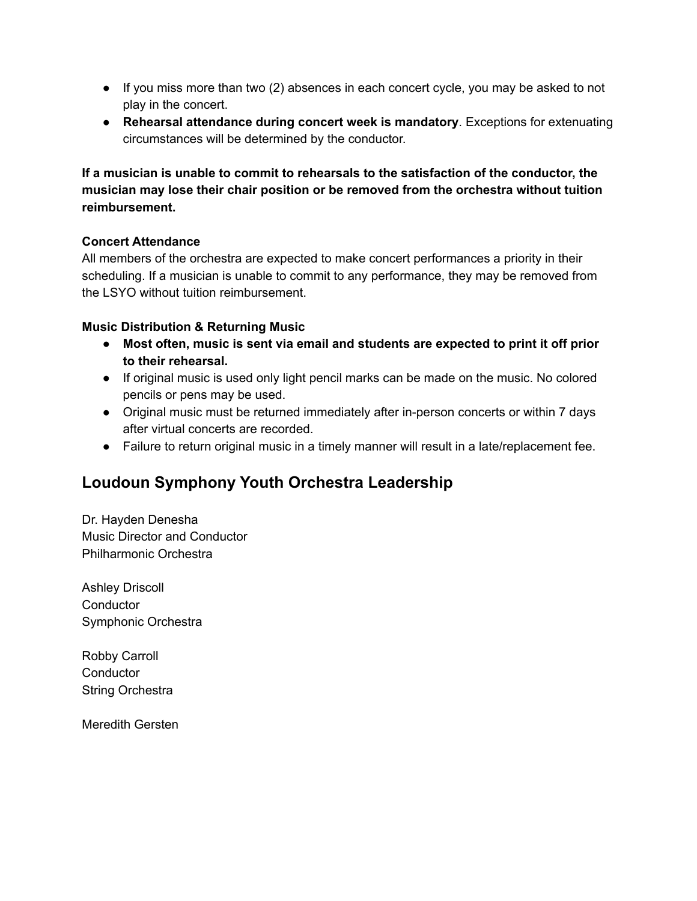- If you miss more than two (2) absences in each concert cycle, you may be asked to not play in the concert.
- **Rehearsal attendance during concert week is mandatory**. Exceptions for extenuating circumstances will be determined by the conductor.

**If a musician is unable to commit to rehearsals to the satisfaction of the conductor, the musician may lose their chair position or be removed from the orchestra without tuition reimbursement.**

**Concert Attendance**

All members of the orchestra are expected to make concert performances a priority in their scheduling. If a musician is unable to commit to any performance, they may be removed from the LSYO without tuition reimbursement.

**Music Distribution & Returning Music**

- **Most often, music is sent via email and students are expected to print it off prior to their rehearsal.**
- If original music is used only light pencil marks can be made on the music. No colored pencils or pens may be used.
- Original music must be returned immediately after in-person concerts or within 7 days after virtual concerts are recorded.
- Failure to return original music in a timely manner will result in a late/replacement fee.

## Loudoun Symphony Youth Orchestra Leadership

Dr. Hayden Denesha
Music Director and Conductor
Philharmonic Orchestra

Ashley Driscoll
Conductor
Symphonic Orchestra

Robby Carroll
Conductor
String Orchestra

Meredith Gersten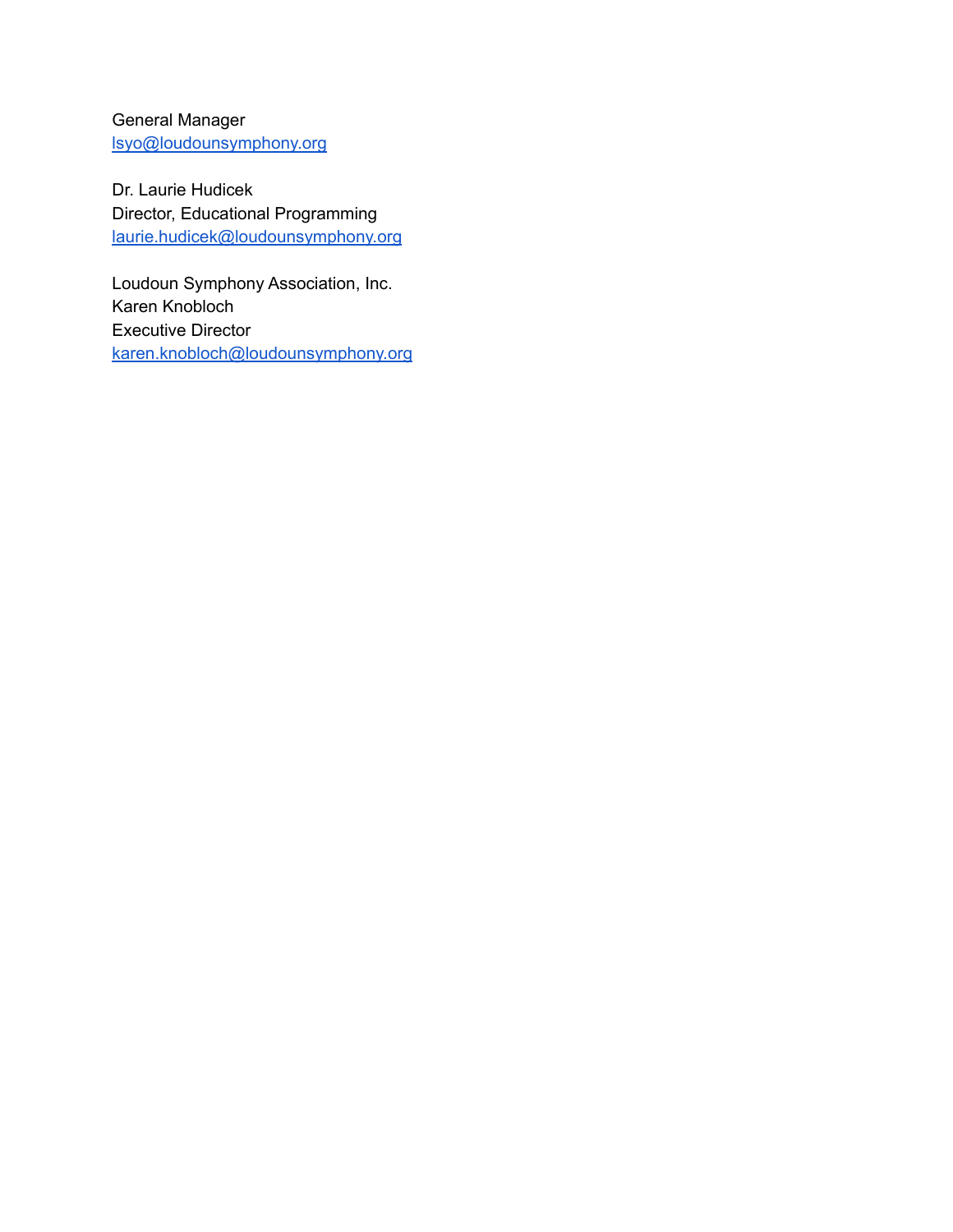General Manager
[lsyo@loudounsymphony.org](mailto:lsyo@loudounsymphony.org)

Dr. Laurie Hudicek
Director, Educational Programming
[laurie.hudicek@loudounsymphony.org](mailto:laurie.hudicek@loudounsymphony.org)

Loudoun Symphony Association, Inc.
Karen Knobloch
Executive Director
[karen.knobloch@loudounsymphony.org](mailto:karen.knobloch@loudounsymphony.org)